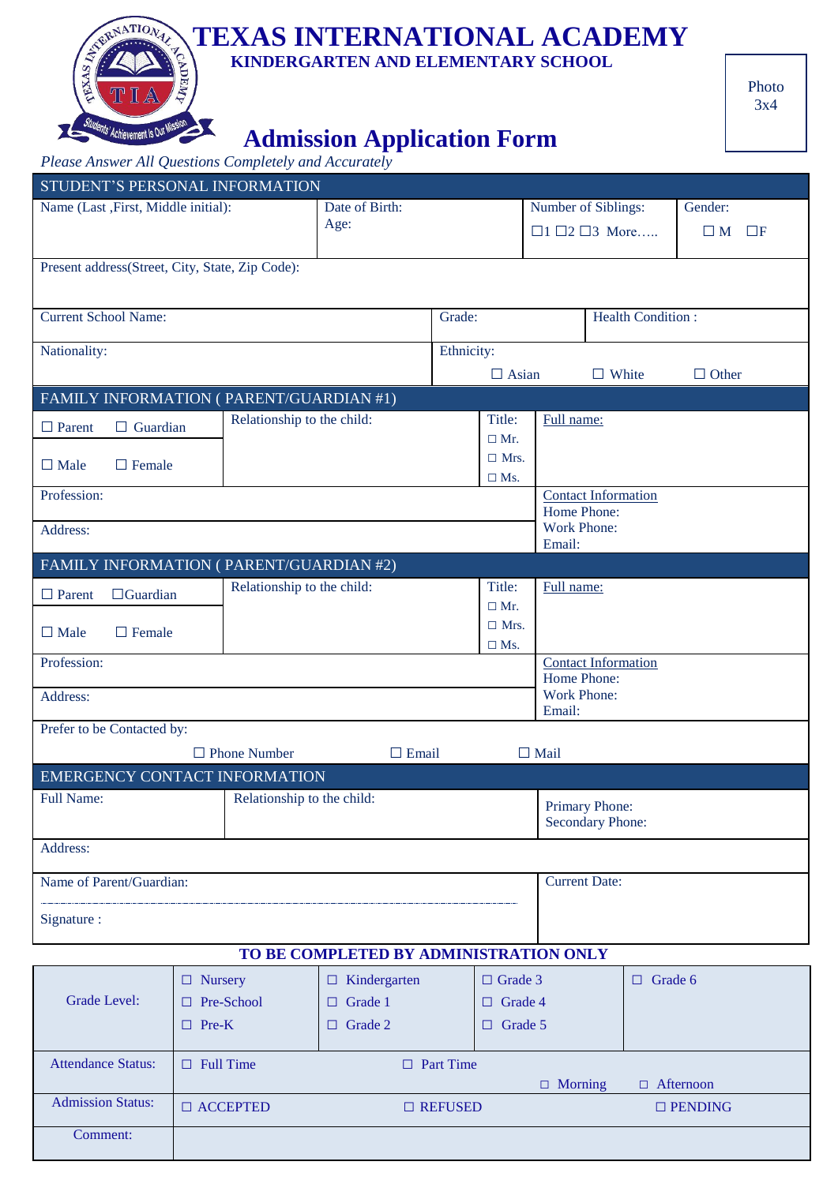# TEXAS INTERNATIONAL ACADEMY

**KINDERGARTEN AND ELEMENTARY SCHOOL**

Photo 3x4

## Admission Application Form

*Please Answer All Questions Completely and Accurately*

### STUDENT'S PERSONAL INFORMATION

| Name (Last ,First, Middle initial): | Date of Birth: Age: | Number of Siblings: ☐1 ☐2 ☐3 More….. | Gender: ☐ M ☐F |
|---|---|---|---|
| Present address(Street, City, State, Zip Code): | | | |
| Current School Name: | Grade: | Health Condition : | |
| Nationality: | Ethnicity: ☐ Asian ☐ White ☐ Other | | |

### FAMILY INFORMATION ( PARENT/GUARDIAN #1)

| ☐ Parent ☐ Guardian | Relationship to the child: | Title: ☐ Mr. ☐ Mrs. ☐ Ms. | Full name: |
|---|---|---|---|
| ☐ Male ☐ Female | | | |
| Profession: | | | Contact Information<br>Home Phone:<br>Work Phone:<br>Email: |
| Address: | | | |

### FAMILY INFORMATION ( PARENT/GUARDIAN #2)

| ☐ Parent ☐Guardian | Relationship to the child: | Title: ☐ Mr. ☐ Mrs. ☐ Ms. | Full name: |
|---|---|---|---|
| ☐ Male ☐ Female | | | |
| Profession: | | | Contact Information<br>Home Phone:<br>Work Phone:<br>Email: |
| Address: | | | |

Prefer to be Contacted by:

☐ Phone Number ☐ Email ☐ Mail

### EMERGENCY CONTACT INFORMATION

| Full Name: | Relationship to the child: | Primary Phone:<br>Secondary Phone: |
|---|---|---|
| Address: | | |
| Name of Parent/Guardian:<br><br>Signature : | | Current Date: |

### TO BE COMPLETED BY ADMINISTRATION ONLY

| Grade Level: | ☐ Nursery<br>☐ Pre-School<br>☐ Pre-K | ☐ Kindergarten<br>☐ Grade 1<br>☐ Grade 2 | ☐ Grade 3<br>☐ Grade 4<br>☐ Grade 5 | ☐ Grade 6 |
|---|---|---|---|---|
| Attendance Status: | ☐ Full Time | ☐ Part Time | ☐ Morning | ☐ Afternoon |
| Admission Status: | ☐ ACCEPTED | ☐ REFUSED | | ☐ PENDING |
| Comment: | | | | |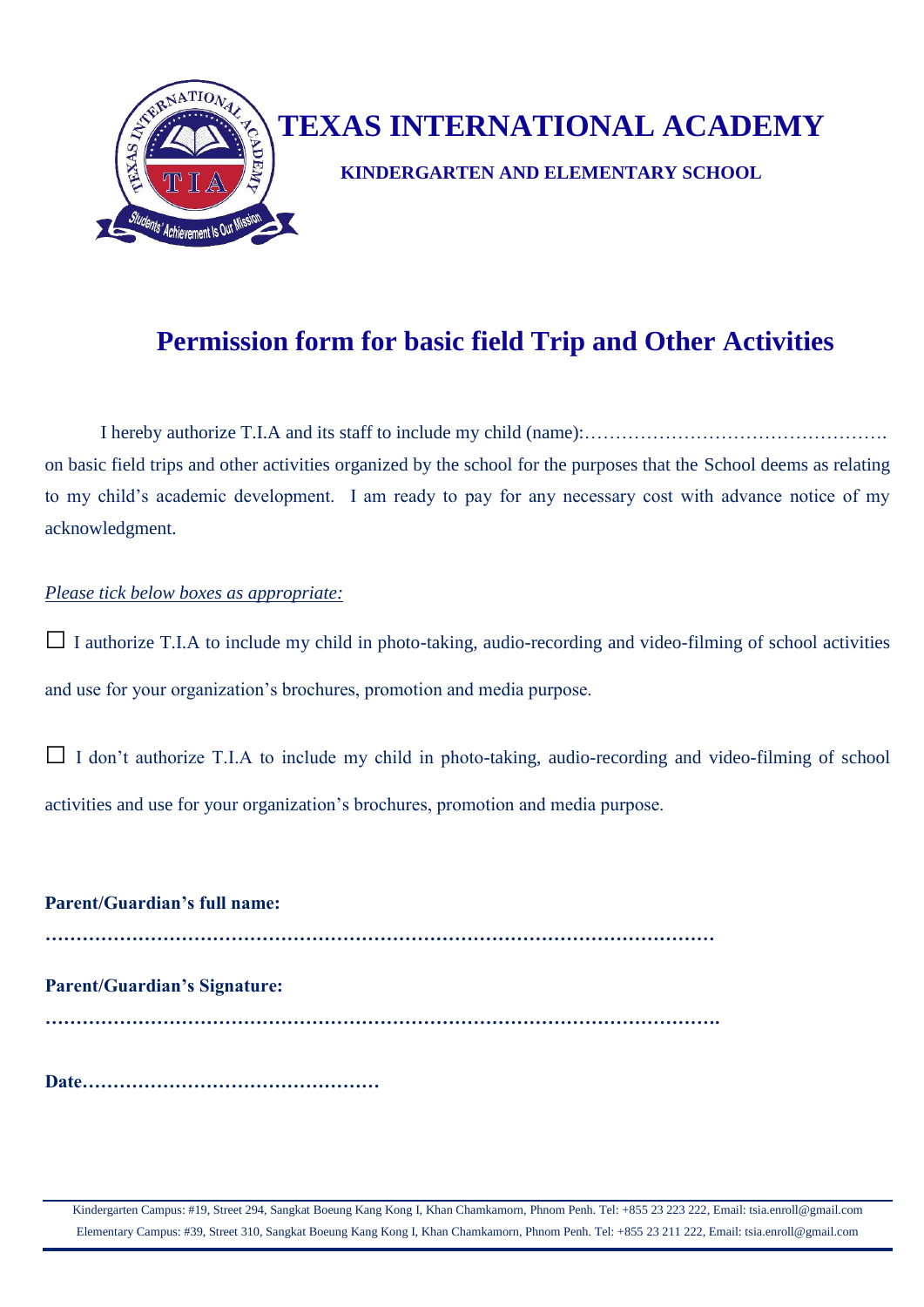# TEXAS INTERNATIONAL ACADEMY

**KINDERGARTEN AND ELEMENTARY SCHOOL**

## Permission form for basic field Trip and Other Activities

I hereby authorize T.I.A and its staff to include my child (name):…………………………………………. on basic field trips and other activities organized by the school for the purposes that the School deems as relating to my child's academic development. I am ready to pay for any necessary cost with advance notice of my acknowledgment.

*Please tick below boxes as appropriate:*

☐ I authorize T.I.A to include my child in photo-taking, audio-recording and video-filming of school activities and use for your organization's brochures, promotion and media purpose.

☐ I don't authorize T.I.A to include my child in photo-taking, audio-recording and video-filming of school activities and use for your organization's brochures, promotion and media purpose.

**Parent/Guardian's full name:**

**…………………………………………………………………………………………………**

**Parent/Guardian's Signature:**

**………………………………………………………………………………………………….**

**Date…………………………………………**

Kindergarten Campus: #19, Street 294, Sangkat Boeung Kang Kong I, Khan Chamkamorn, Phnom Penh. Tel: +855 23 223 222, Email: tsia.enroll@gmail.com
Elementary Campus: #39, Street 310, Sangkat Boeung Kang Kong I, Khan Chamkamorn, Phnom Penh. Tel: +855 23 211 222, Email: tsia.enroll@gmail.com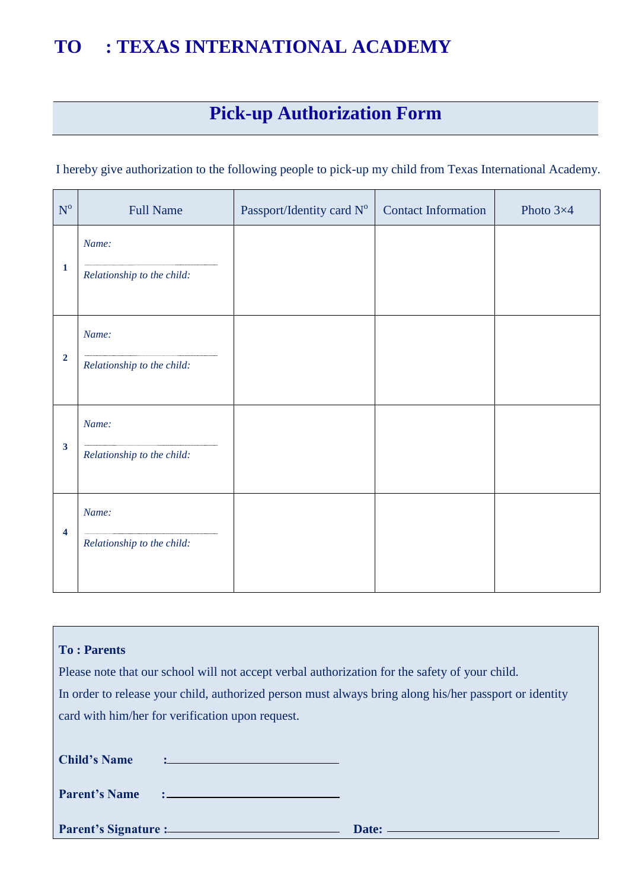# TO : TEXAS INTERNATIONAL ACADEMY

## Pick-up Authorization Form

I hereby give authorization to the following people to pick-up my child from Texas International Academy.

| Nº | Full Name | Passport/Identity card Nº | Contact Information | Photo 3×4 |
|---|---|---|---|---|
| **1** | *Name:* ______ *Relationship to the child:* | | | |
| **2** | *Name:* ______ *Relationship to the child:* | | | |
| **3** | *Name:* ______ *Relationship to the child:* | | | |
| **4** | *Name:* ______ *Relationship to the child:* | | | |

**To : Parents**

Please note that our school will not accept verbal authorization for the safety of your child.

In order to release your child, authorized person must always bring along his/her passport or identity card with him/her for verification upon request.

**Child's Name** : ______________________________

**Parent's Name** : ______________________________

**Parent's Signature :** ______________________________ **Date:** ______________________________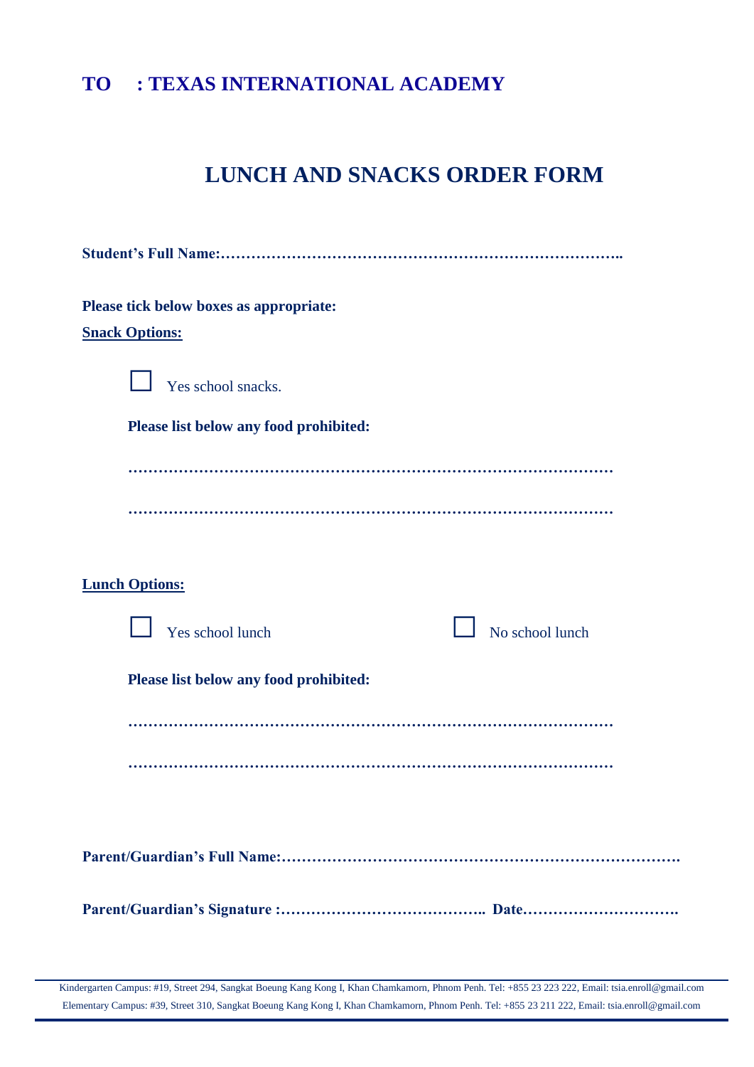**TO : TEXAS INTERNATIONAL ACADEMY**

# LUNCH AND SNACKS ORDER FORM

**Student's Full Name:………………………………………………………………………..**

**Please tick below boxes as appropriate:**

**Snack Options:**

☐ Yes school snacks.

**Please list below any food prohibited:**

……………………………………………………………………………………

……………………………………………………………………………………

**Lunch Options:**

☐ Yes school lunch ☐ No school lunch

**Please list below any food prohibited:**

……………………………………………………………………………………

……………………………………………………………………………………

**Parent/Guardian's Full Name:……………………………………………………………………….**

**Parent/Guardian's Signature :………………………………….. Date………………………….**

Kindergarten Campus: #19, Street 294, Sangkat Boeung Kang Kong I, Khan Chamkamorn, Phnom Penh. Tel: +855 23 223 222, Email: tsia.enroll@gmail.com
Elementary Campus: #39, Street 310, Sangkat Boeung Kang Kong I, Khan Chamkamorn, Phnom Penh. Tel: +855 23 211 222, Email: tsia.enroll@gmail.com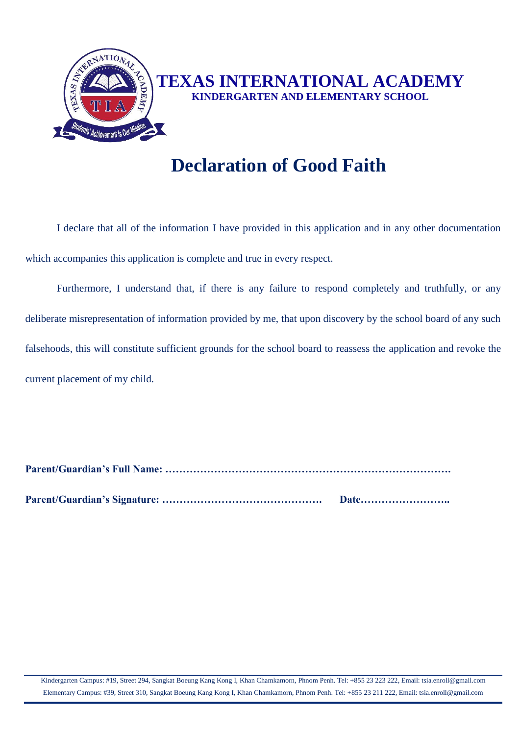**TEXAS INTERNATIONAL ACADEMY**
**KINDERGARTEN AND ELEMENTARY SCHOOL**

# Declaration of Good Faith

I declare that all of the information I have provided in this application and in any other documentation which accompanies this application is complete and true in every respect.

Furthermore, I understand that, if there is any failure to respond completely and truthfully, or any deliberate misrepresentation of information provided by me, that upon discovery by the school board of any such falsehoods, this will constitute sufficient grounds for the school board to reassess the application and revoke the current placement of my child.

**Parent/Guardian's Full Name: ……………………………………………………………………….**

**Parent/Guardian's Signature: ……………………………………….  Date……………………..**

Kindergarten Campus: #19, Street 294, Sangkat Boeung Kang Kong I, Khan Chamkamorn, Phnom Penh. Tel: +855 23 223 222, Email: tsia.enroll@gmail.com
Elementary Campus: #39, Street 310, Sangkat Boeung Kang Kong I, Khan Chamkamorn, Phnom Penh. Tel: +855 23 211 222, Email: tsia.enroll@gmail.com